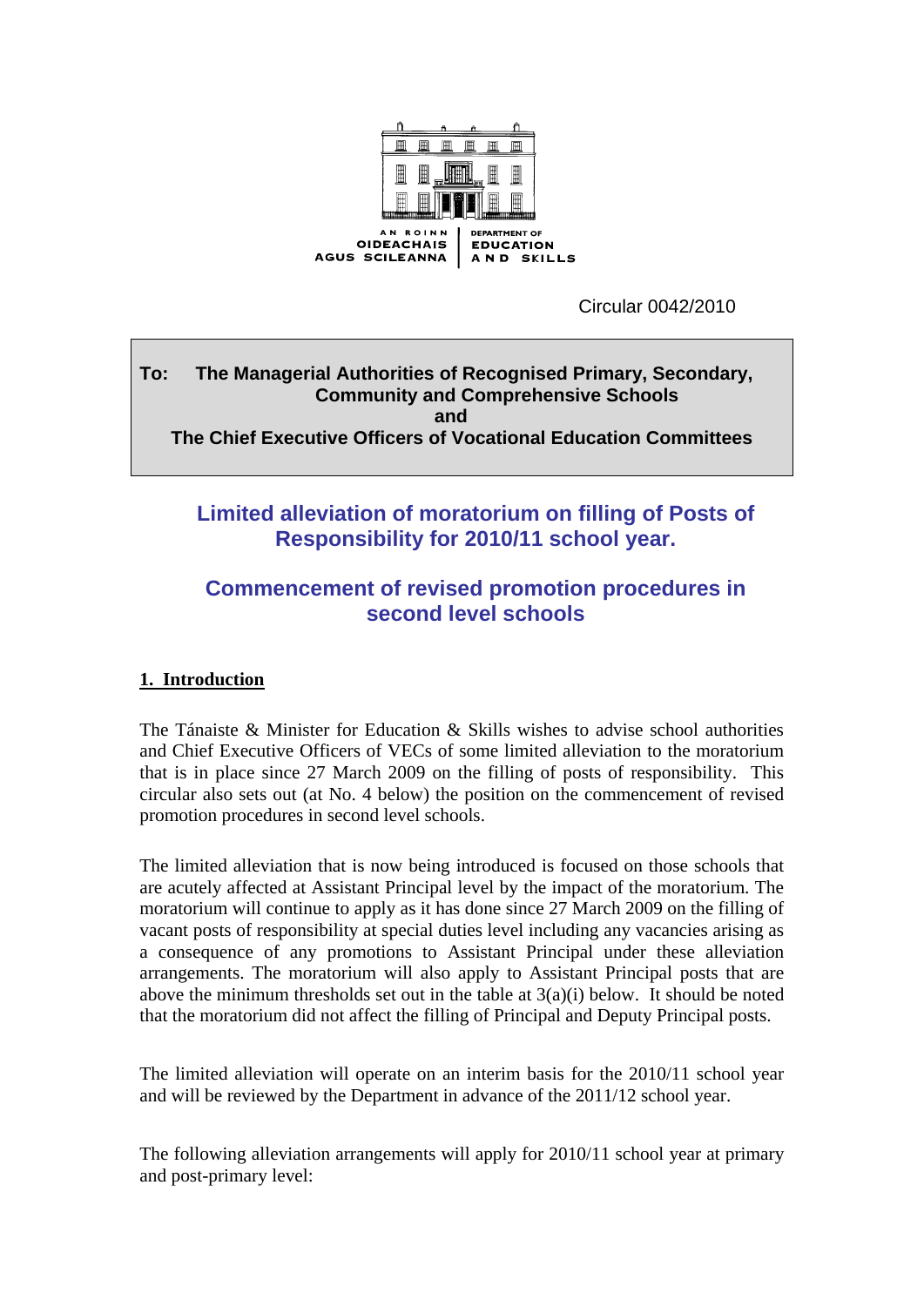AN ROINN
OIDEACHAIS
AGUS SCILEANNA

DEPARTMENT OF
EDUCATION
AND SKILLS

Circular 0042/2010

**To: The Managerial Authorities of Recognised Primary, Secondary, Community and Comprehensive Schools and The Chief Executive Officers of Vocational Education Committees**

## Limited alleviation of moratorium on filling of Posts of Responsibility for 2010/11 school year.

## Commencement of revised promotion procedures in second level schools

### 1. Introduction

The Tánaiste & Minister for Education & Skills wishes to advise school authorities and Chief Executive Officers of VECs of some limited alleviation to the moratorium that is in place since 27 March 2009 on the filling of posts of responsibility. This circular also sets out (at No. 4 below) the position on the commencement of revised promotion procedures in second level schools.

The limited alleviation that is now being introduced is focused on those schools that are acutely affected at Assistant Principal level by the impact of the moratorium. The moratorium will continue to apply as it has done since 27 March 2009 on the filling of vacant posts of responsibility at special duties level including any vacancies arising as a consequence of any promotions to Assistant Principal under these alleviation arrangements. The moratorium will also apply to Assistant Principal posts that are above the minimum thresholds set out in the table at 3(a)(i) below. It should be noted that the moratorium did not affect the filling of Principal and Deputy Principal posts.

The limited alleviation will operate on an interim basis for the 2010/11 school year and will be reviewed by the Department in advance of the 2011/12 school year.

The following alleviation arrangements will apply for 2010/11 school year at primary and post-primary level: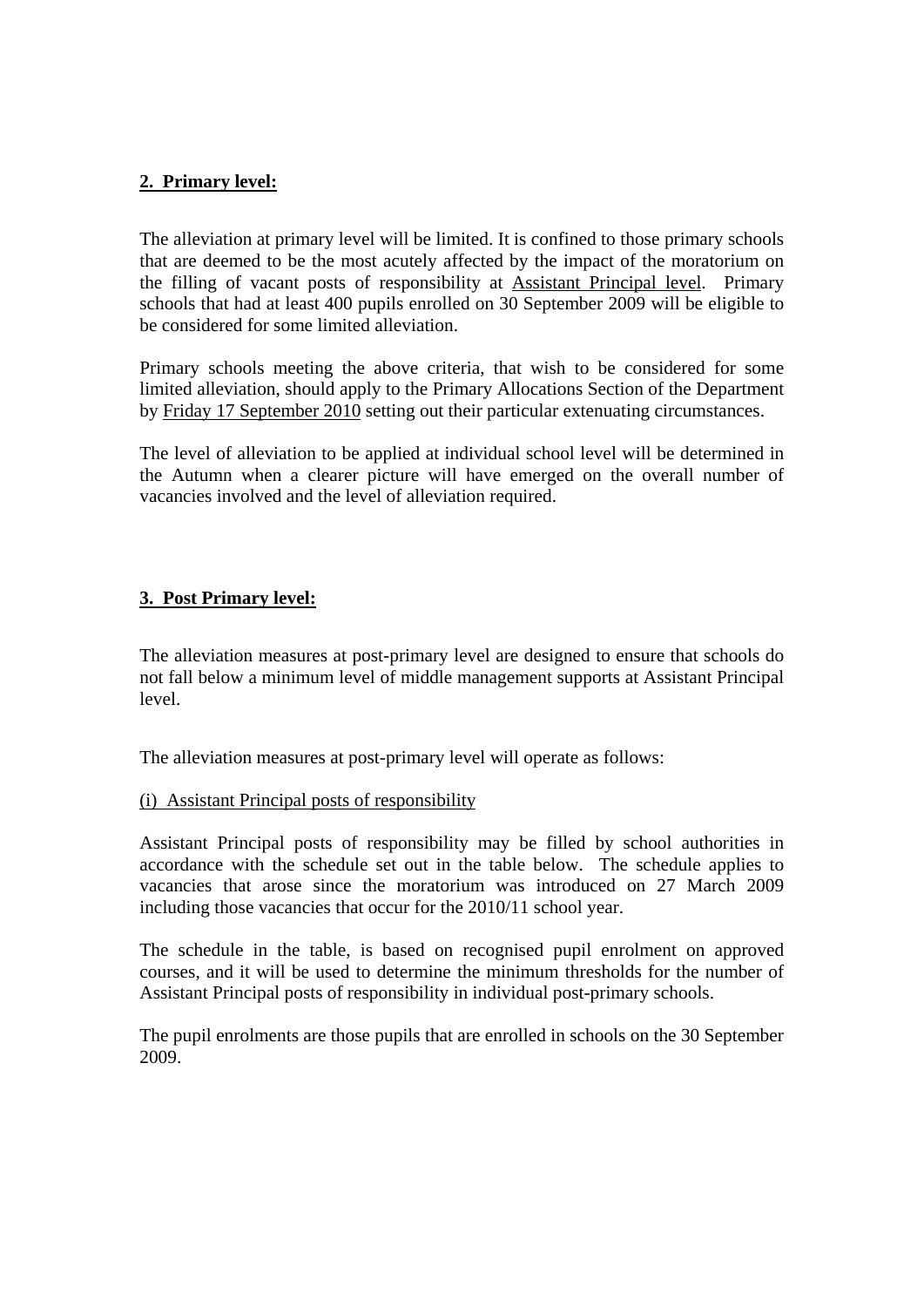## **2. Primary level:**

The alleviation at primary level will be limited. It is confined to those primary schools that are deemed to be the most acutely affected by the impact of the moratorium on the filling of vacant posts of responsibility at Assistant Principal level. Primary schools that had at least 400 pupils enrolled on 30 September 2009 will be eligible to be considered for some limited alleviation.

Primary schools meeting the above criteria, that wish to be considered for some limited alleviation, should apply to the Primary Allocations Section of the Department by Friday 17 September 2010 setting out their particular extenuating circumstances.

The level of alleviation to be applied at individual school level will be determined in the Autumn when a clearer picture will have emerged on the overall number of vacancies involved and the level of alleviation required.

## **3. Post Primary level:**

The alleviation measures at post-primary level are designed to ensure that schools do not fall below a minimum level of middle management supports at Assistant Principal level.

The alleviation measures at post-primary level will operate as follows:

(i) Assistant Principal posts of responsibility

Assistant Principal posts of responsibility may be filled by school authorities in accordance with the schedule set out in the table below. The schedule applies to vacancies that arose since the moratorium was introduced on 27 March 2009 including those vacancies that occur for the 2010/11 school year.

The schedule in the table, is based on recognised pupil enrolment on approved courses, and it will be used to determine the minimum thresholds for the number of Assistant Principal posts of responsibility in individual post-primary schools.

The pupil enrolments are those pupils that are enrolled in schools on the 30 September 2009.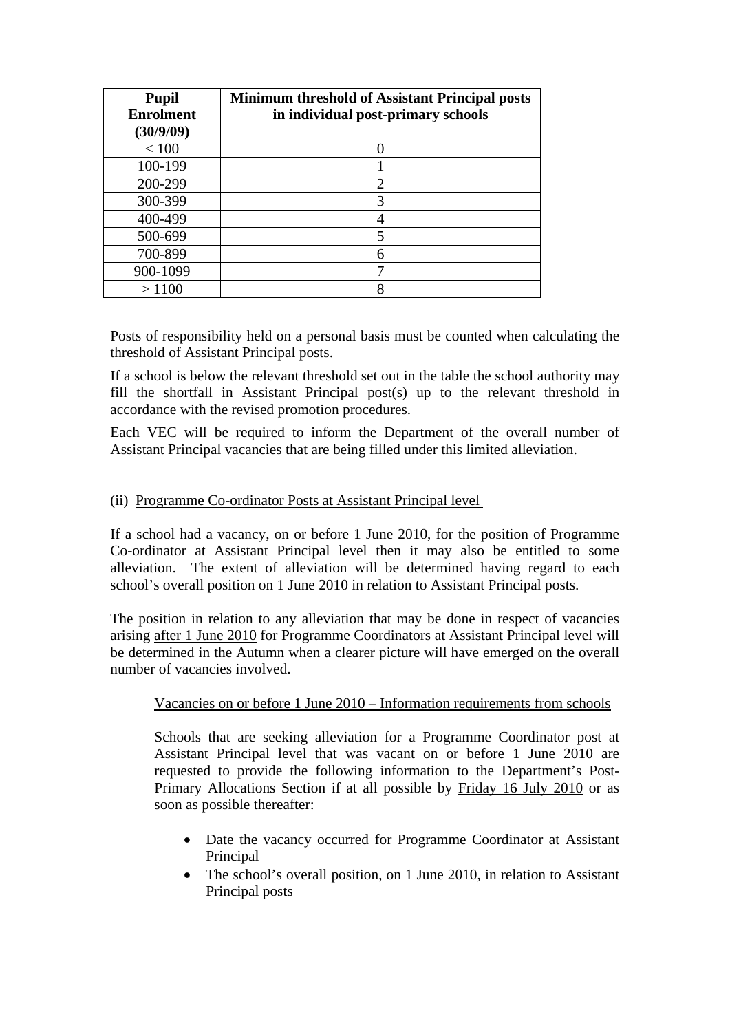| **Pupil Enrolment (30/9/09)** | **Minimum threshold of Assistant Principal posts in individual post-primary schools** |
|---|---|
| < 100 | 0 |
| 100-199 | 1 |
| 200-299 | 2 |
| 300-399 | 3 |
| 400-499 | 4 |
| 500-699 | 5 |
| 700-899 | 6 |
| 900-1099 | 7 |
| > 1100 | 8 |

Posts of responsibility held on a personal basis must be counted when calculating the threshold of Assistant Principal posts.

If a school is below the relevant threshold set out in the table the school authority may fill the shortfall in Assistant Principal post(s) up to the relevant threshold in accordance with the revised promotion procedures.

Each VEC will be required to inform the Department of the overall number of Assistant Principal vacancies that are being filled under this limited alleviation.

(ii) Programme Co-ordinator Posts at Assistant Principal level

If a school had a vacancy, on or before 1 June 2010, for the position of Programme Co-ordinator at Assistant Principal level then it may also be entitled to some alleviation. The extent of alleviation will be determined having regard to each school's overall position on 1 June 2010 in relation to Assistant Principal posts.

The position in relation to any alleviation that may be done in respect of vacancies arising after 1 June 2010 for Programme Coordinators at Assistant Principal level will be determined in the Autumn when a clearer picture will have emerged on the overall number of vacancies involved.

Vacancies on or before 1 June 2010 – Information requirements from schools

Schools that are seeking alleviation for a Programme Coordinator post at Assistant Principal level that was vacant on or before 1 June 2010 are requested to provide the following information to the Department's Post-Primary Allocations Section if at all possible by Friday 16 July 2010 or as soon as possible thereafter:

- Date the vacancy occurred for Programme Coordinator at Assistant Principal
- The school's overall position, on 1 June 2010, in relation to Assistant Principal posts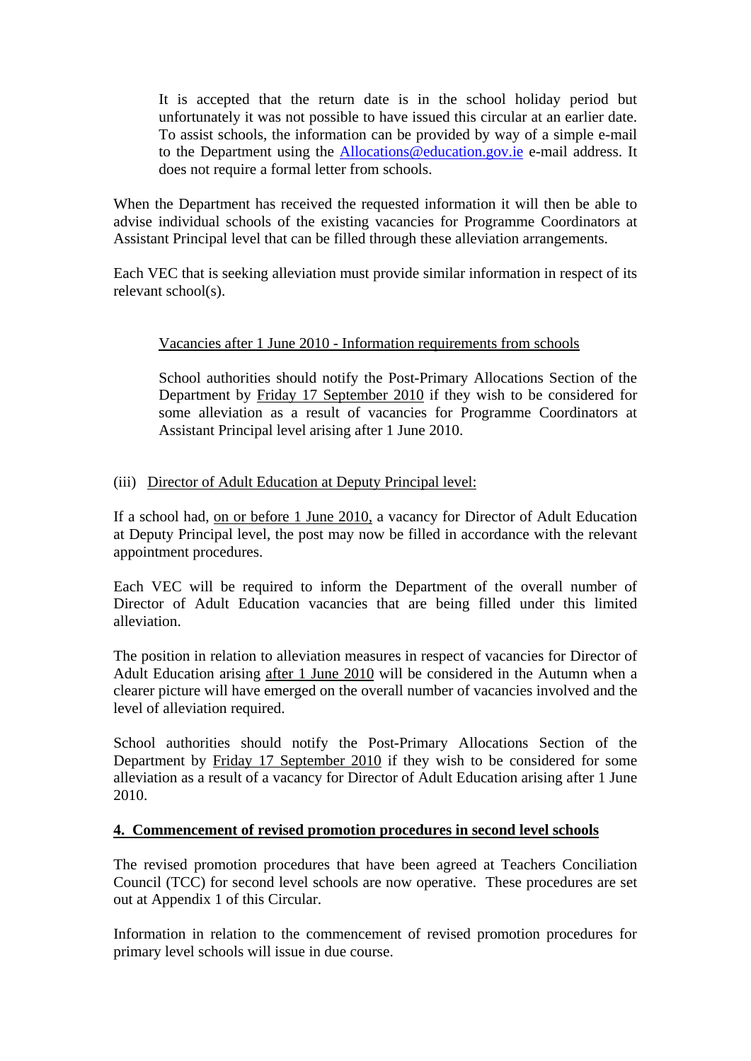It is accepted that the return date is in the school holiday period but unfortunately it was not possible to have issued this circular at an earlier date. To assist schools, the information can be provided by way of a simple e-mail to the Department using the Allocations@education.gov.ie e-mail address. It does not require a formal letter from schools.

When the Department has received the requested information it will then be able to advise individual schools of the existing vacancies for Programme Coordinators at Assistant Principal level that can be filled through these alleviation arrangements.

Each VEC that is seeking alleviation must provide similar information in respect of its relevant school(s).

Vacancies after 1 June 2010 - Information requirements from schools

School authorities should notify the Post-Primary Allocations Section of the Department by Friday 17 September 2010 if they wish to be considered for some alleviation as a result of vacancies for Programme Coordinators at Assistant Principal level arising after 1 June 2010.

(iii) Director of Adult Education at Deputy Principal level:

If a school had, on or before 1 June 2010, a vacancy for Director of Adult Education at Deputy Principal level, the post may now be filled in accordance with the relevant appointment procedures.

Each VEC will be required to inform the Department of the overall number of Director of Adult Education vacancies that are being filled under this limited alleviation.

The position in relation to alleviation measures in respect of vacancies for Director of Adult Education arising after 1 June 2010 will be considered in the Autumn when a clearer picture will have emerged on the overall number of vacancies involved and the level of alleviation required.

School authorities should notify the Post-Primary Allocations Section of the Department by Friday 17 September 2010 if they wish to be considered for some alleviation as a result of a vacancy for Director of Adult Education arising after 1 June 2010.

**4. Commencement of revised promotion procedures in second level schools**

The revised promotion procedures that have been agreed at Teachers Conciliation Council (TCC) for second level schools are now operative. These procedures are set out at Appendix 1 of this Circular.

Information in relation to the commencement of revised promotion procedures for primary level schools will issue in due course.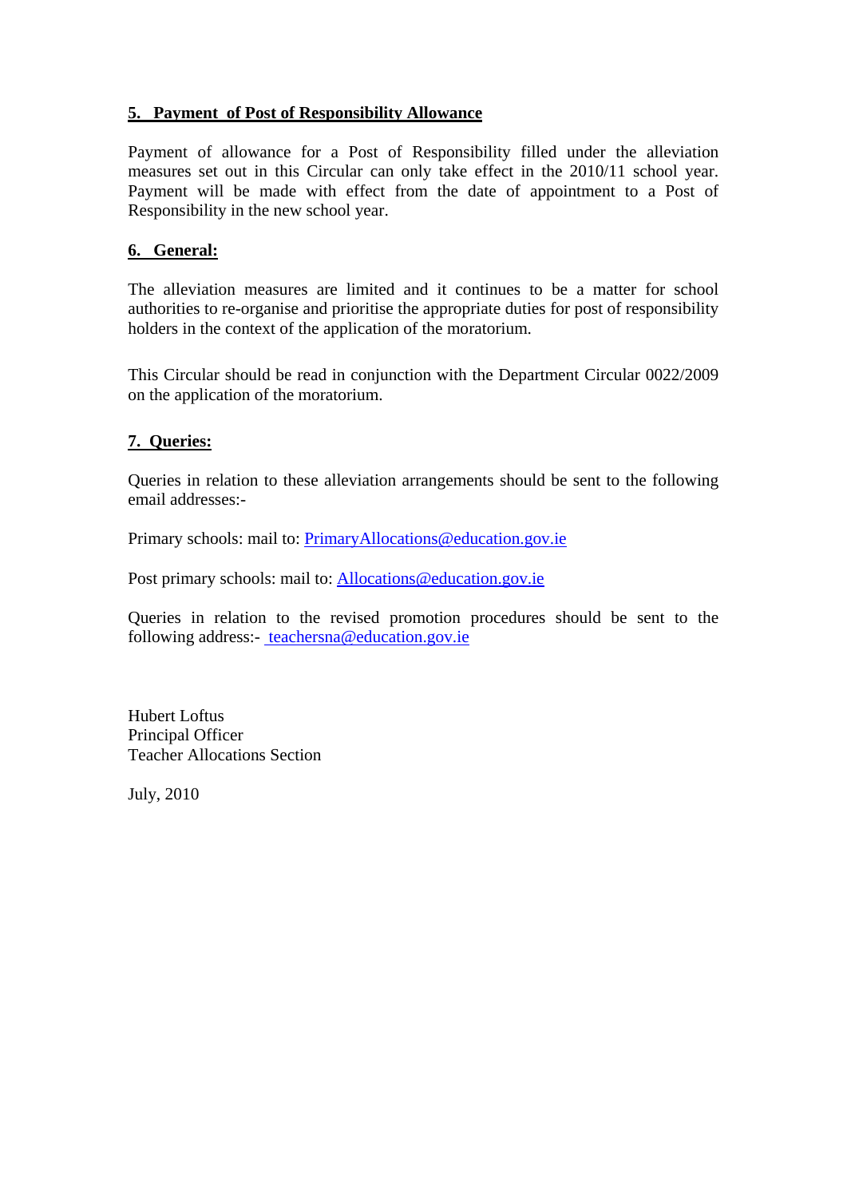## 5. Payment of Post of Responsibility Allowance

Payment of allowance for a Post of Responsibility filled under the alleviation measures set out in this Circular can only take effect in the 2010/11 school year. Payment will be made with effect from the date of appointment to a Post of Responsibility in the new school year.

## 6. General:

The alleviation measures are limited and it continues to be a matter for school authorities to re-organise and prioritise the appropriate duties for post of responsibility holders in the context of the application of the moratorium.

This Circular should be read in conjunction with the Department Circular 0022/2009 on the application of the moratorium.

## 7. Queries:

Queries in relation to these alleviation arrangements should be sent to the following email addresses:-

Primary schools: mail to: PrimaryAllocations@education.gov.ie

Post primary schools: mail to: Allocations@education.gov.ie

Queries in relation to the revised promotion procedures should be sent to the following address:- teachersna@education.gov.ie

Hubert Loftus
Principal Officer
Teacher Allocations Section

July, 2010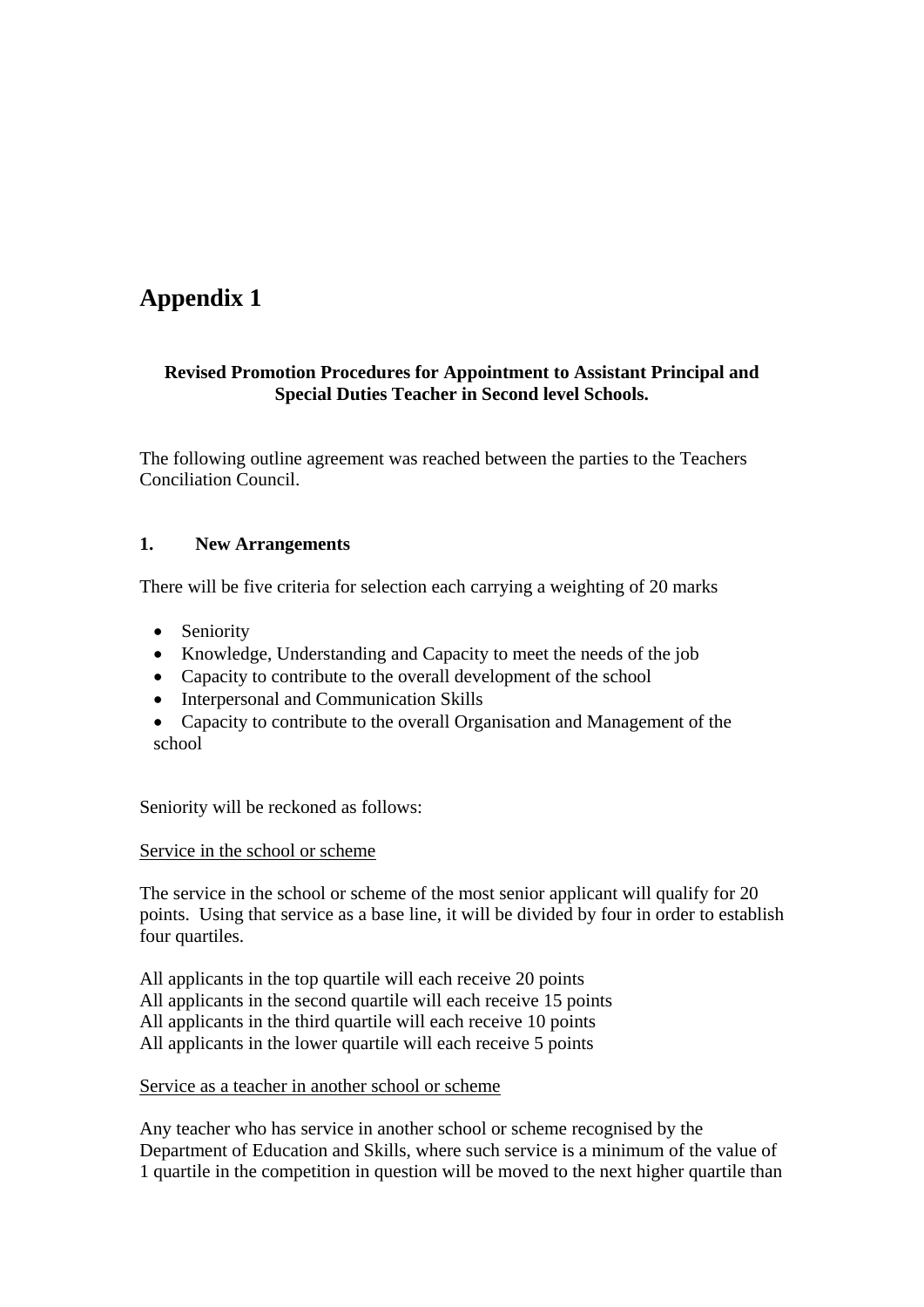# Appendix 1

**Revised Promotion Procedures for Appointment to Assistant Principal and Special Duties Teacher in Second level Schools.**

The following outline agreement was reached between the parties to the Teachers Conciliation Council.

### 1. New Arrangements

There will be five criteria for selection each carrying a weighting of 20 marks

- Seniority
- Knowledge, Understanding and Capacity to meet the needs of the job
- Capacity to contribute to the overall development of the school
- Interpersonal and Communication Skills
- Capacity to contribute to the overall Organisation and Management of the school

Seniority will be reckoned as follows:

<u>Service in the school or scheme</u>

The service in the school or scheme of the most senior applicant will qualify for 20 points. Using that service as a base line, it will be divided by four in order to establish four quartiles.

All applicants in the top quartile will each receive 20 points
All applicants in the second quartile will each receive 15 points
All applicants in the third quartile will each receive 10 points
All applicants in the lower quartile will each receive 5 points

<u>Service as a teacher in another school or scheme</u>

Any teacher who has service in another school or scheme recognised by the Department of Education and Skills, where such service is a minimum of the value of 1 quartile in the competition in question will be moved to the next higher quartile than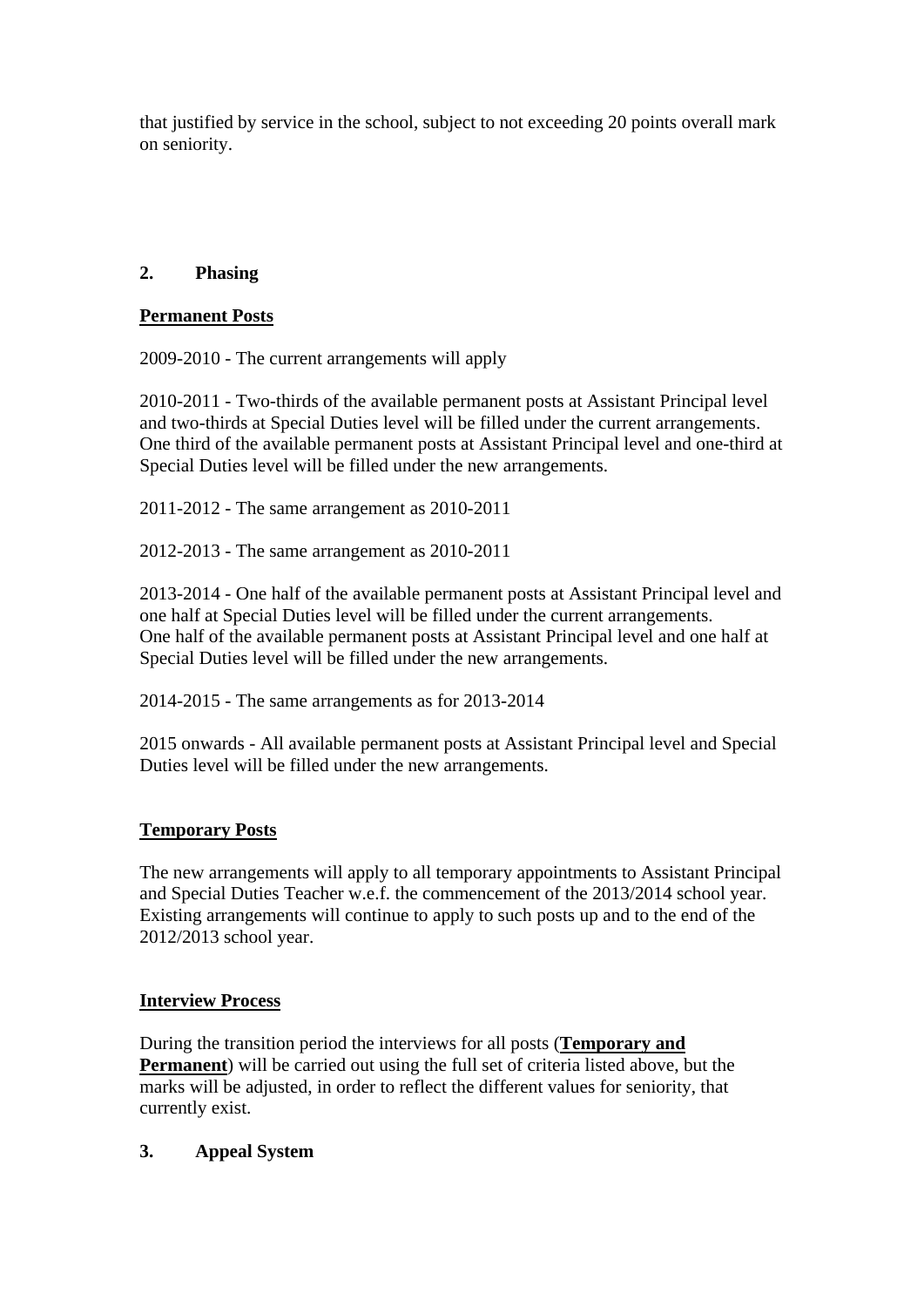that justified by service in the school, subject to not exceeding 20 points overall mark on seniority.

## 2. Phasing

**<u>Permanent Posts</u>**

2009-2010 - The current arrangements will apply

2010-2011 - Two-thirds of the available permanent posts at Assistant Principal level and two-thirds at Special Duties level will be filled under the current arrangements. One third of the available permanent posts at Assistant Principal level and one-third at Special Duties level will be filled under the new arrangements.

2011-2012 - The same arrangement as 2010-2011

2012-2013 - The same arrangement as 2010-2011

2013-2014 - One half of the available permanent posts at Assistant Principal level and one half at Special Duties level will be filled under the current arrangements.
One half of the available permanent posts at Assistant Principal level and one half at Special Duties level will be filled under the new arrangements.

2014-2015 - The same arrangements as for 2013-2014

2015 onwards - All available permanent posts at Assistant Principal level and Special Duties level will be filled under the new arrangements.

**<u>Temporary Posts</u>**

The new arrangements will apply to all temporary appointments to Assistant Principal and Special Duties Teacher w.e.f. the commencement of the 2013/2014 school year. Existing arrangements will continue to apply to such posts up and to the end of the 2012/2013 school year.

**<u>Interview Process</u>**

During the transition period the interviews for all posts (**<u>Temporary and Permanent</u>**) will be carried out using the full set of criteria listed above, but the marks will be adjusted, in order to reflect the different values for seniority, that currently exist.

## 3. Appeal System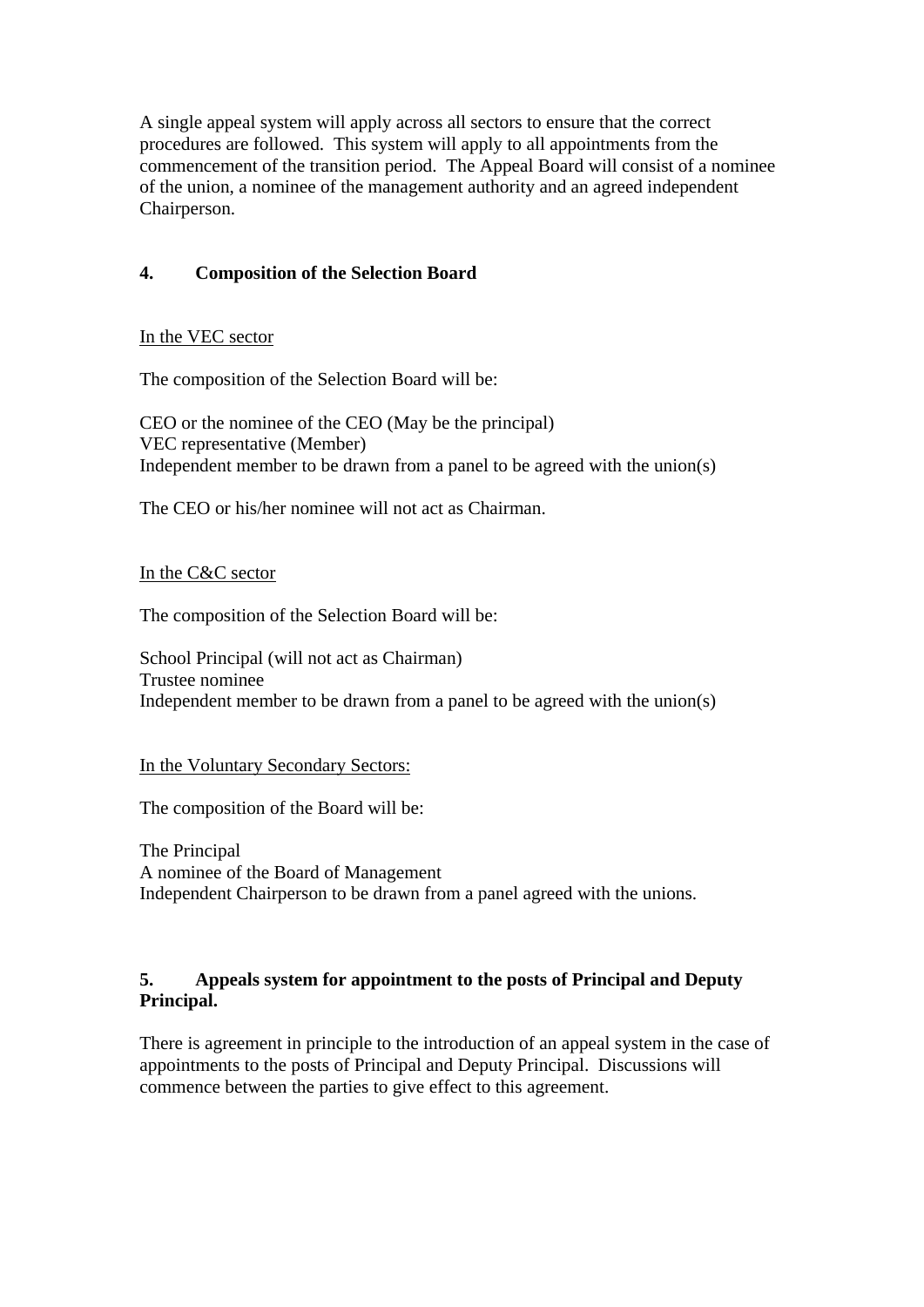A single appeal system will apply across all sectors to ensure that the correct procedures are followed. This system will apply to all appointments from the commencement of the transition period. The Appeal Board will consist of a nominee of the union, a nominee of the management authority and an agreed independent Chairperson.

## 4. Composition of the Selection Board

<u>In the VEC sector</u>

The composition of the Selection Board will be:

CEO or the nominee of the CEO (May be the principal)
VEC representative (Member)
Independent member to be drawn from a panel to be agreed with the union(s)

The CEO or his/her nominee will not act as Chairman.

<u>In the C&C sector</u>

The composition of the Selection Board will be:

School Principal (will not act as Chairman)
Trustee nominee
Independent member to be drawn from a panel to be agreed with the union(s)

<u>In the Voluntary Secondary Sectors:</u>

The composition of the Board will be:

The Principal
A nominee of the Board of Management
Independent Chairperson to be drawn from a panel agreed with the unions.

## 5. Appeals system for appointment to the posts of Principal and Deputy Principal.

There is agreement in principle to the introduction of an appeal system in the case of appointments to the posts of Principal and Deputy Principal. Discussions will commence between the parties to give effect to this agreement.